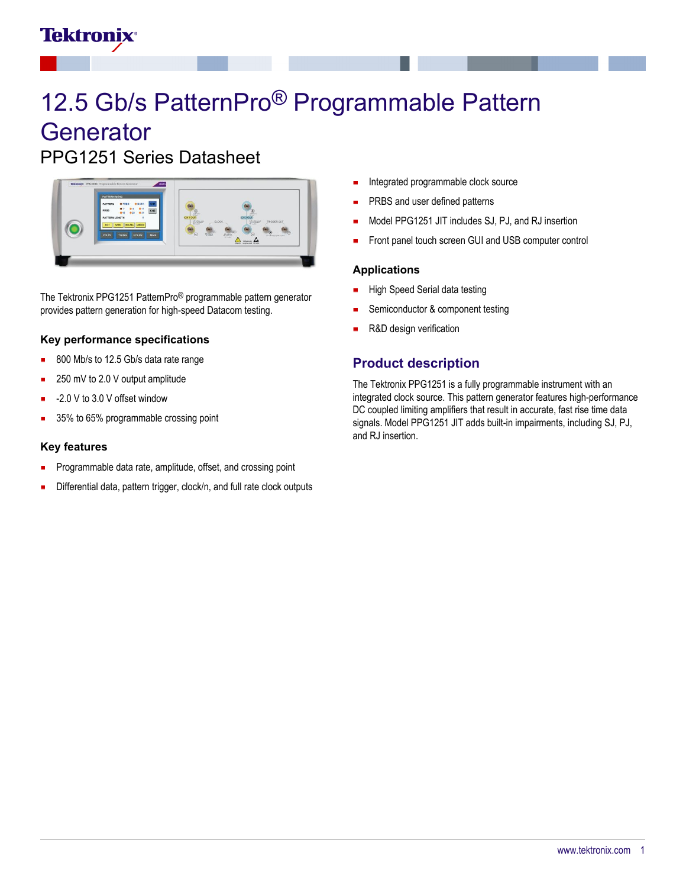# 12.5 Gb/s PatternPro® Programmable Pattern Generator

## PPG1251 Series Datasheet

The Tektronix PPG1251 PatternPro® programmable pattern generator provides pattern generation for high-speed Datacom testing.

### Key performance specifications

- 800 Mb/s to 12.5 Gb/s data rate range
- 250 mV to 2.0 V output amplitude
- -2.0 V to 3.0 V offset window
- 35% to 65% programmable crossing point

### Key features

- Programmable data rate, amplitude, offset, and crossing point
- Differential data, pattern trigger, clock/n, and full rate clock outputs
- Integrated programmable clock source
- PRBS and user defined patterns
- Model PPG1251 JIT includes SJ, PJ, and RJ insertion
- Front panel touch screen GUI and USB computer control

### Applications

- High Speed Serial data testing
- Semiconductor & component testing
- R&D design verification

## Product description

The Tektronix PPG1251 is a fully programmable instrument with an integrated clock source. This pattern generator features high-performance DC coupled limiting amplifiers that result in accurate, fast rise time data signals. Model PPG1251 JIT adds built-in impairments, including SJ, PJ, and RJ insertion.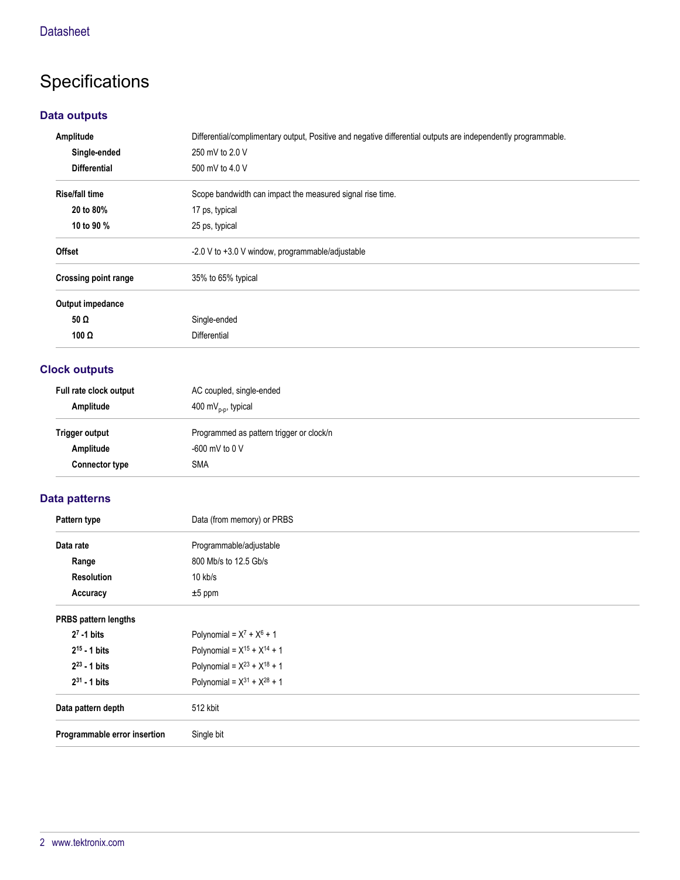# Specifications

## Data outputs

| | |
|---|---|
| **Amplitude** | Differential/complimentary output, Positive and negative differential outputs are independently programmable. |
| **Single-ended** | 250 mV to 2.0 V |
| **Differential** | 500 mV to 4.0 V |
| **Rise/fall time** | Scope bandwidth can impact the measured signal rise time. |
| **20 to 80%** | 17 ps, typical |
| **10 to 90 %** | 25 ps, typical |
| **Offset** | -2.0 V to +3.0 V window, programmable/adjustable |
| **Crossing point range** | 35% to 65% typical |
| **Output impedance** | |
| **50 Ω** | Single-ended |
| **100 Ω** | Differential |

## Clock outputs

| | |
|---|---|
| **Full rate clock output** | AC coupled, single-ended |
| **Amplitude** | 400 $mV_{p-p}$, typical |
| **Trigger output** | Programmed as pattern trigger or clock/n |
| **Amplitude** | -600 mV to 0 V |
| **Connector type** | SMA |

## Data patterns

| | |
|---|---|
| **Pattern type** | Data (from memory) or PRBS |
| **Data rate** | Programmable/adjustable |
| **Range** | 800 Mb/s to 12.5 Gb/s |
| **Resolution** | 10 kb/s |
| **Accuracy** | ±5 ppm |
| **PRBS pattern lengths** | |
| **$2^7$ -1 bits** | Polynomial = $X^7 + X^6 + 1$ |
| **$2^{15}$ - 1 bits** | Polynomial = $X^{15} + X^{14} + 1$ |
| **$2^{23}$ - 1 bits** | Polynomial = $X^{23} + X^{18} + 1$ |
| **$2^{31}$ - 1 bits** | Polynomial = $X^{31} + X^{28} + 1$ |
| **Data pattern depth** | 512 kbit |
| **Programmable error insertion** | Single bit |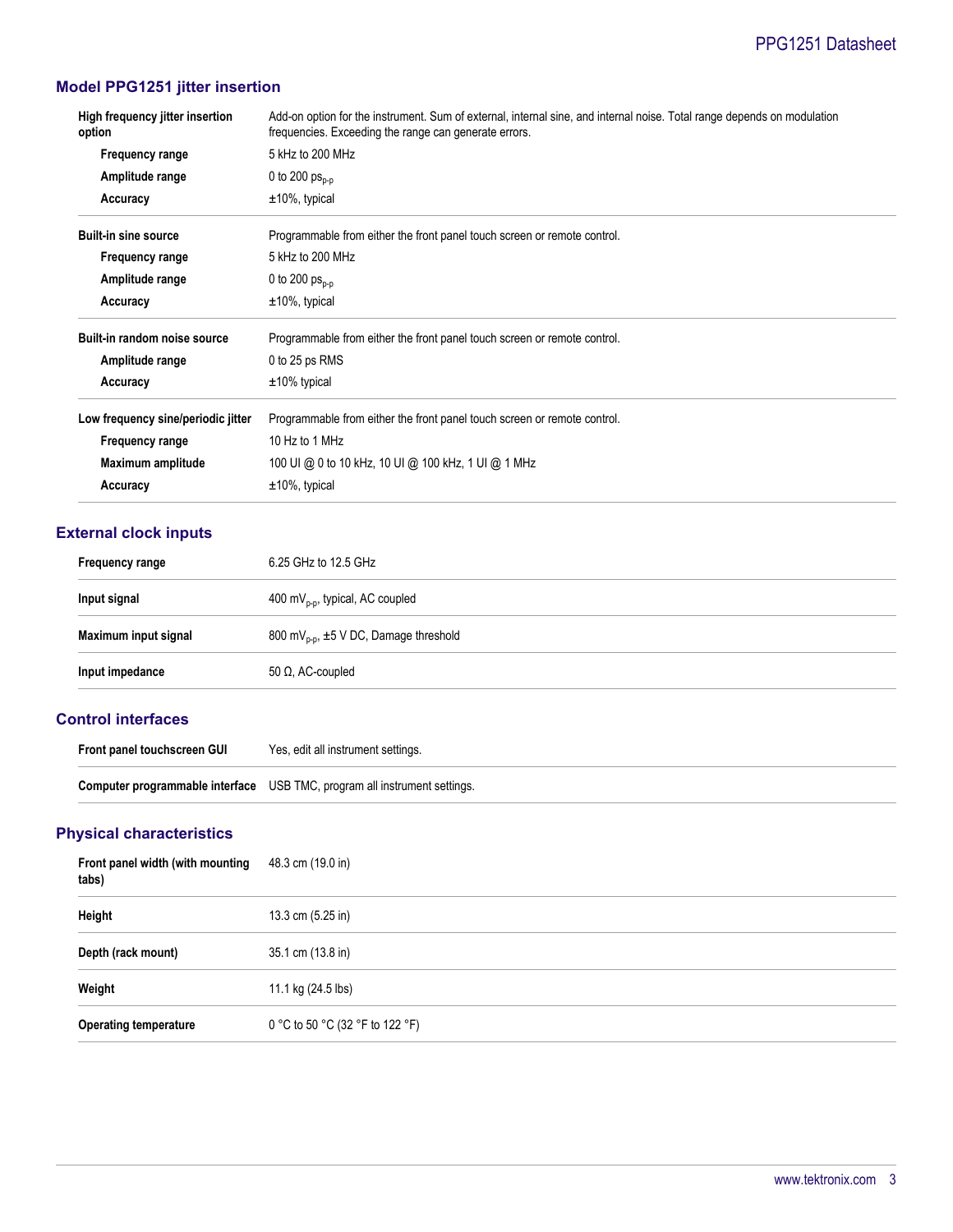## Model PPG1251 jitter insertion

| | |
|---|---|
| **High frequency jitter insertion option** | Add-on option for the instrument. Sum of external, internal sine, and internal noise. Total range depends on modulation frequencies. Exceeding the range can generate errors. |
| **Frequency range** | 5 kHz to 200 MHz |
| **Amplitude range** | 0 to 200 $ps_{p-p}$ |
| **Accuracy** | ±10%, typical |
| **Built-in sine source** | Programmable from either the front panel touch screen or remote control. |
| **Frequency range** | 5 kHz to 200 MHz |
| **Amplitude range** | 0 to 200 $ps_{p-p}$ |
| **Accuracy** | ±10%, typical |
| **Built-in random noise source** | Programmable from either the front panel touch screen or remote control. |
| **Amplitude range** | 0 to 25 ps RMS |
| **Accuracy** | ±10% typical |
| **Low frequency sine/periodic jitter** | Programmable from either the front panel touch screen or remote control. |
| **Frequency range** | 10 Hz to 1 MHz |
| **Maximum amplitude** | 100 UI @ 0 to 10 kHz, 10 UI @ 100 kHz, 1 UI @ 1 MHz |
| **Accuracy** | ±10%, typical |

## External clock inputs

| | |
|---|---|
| **Frequency range** | 6.25 GHz to 12.5 GHz |
| **Input signal** | 400 $mV_{p-p}$, typical, AC coupled |
| **Maximum input signal** | 800 $mV_{p-p}$, ±5 V DC, Damage threshold |
| **Input impedance** | 50 Ω, AC-coupled |

## Control interfaces

| | |
|---|---|
| **Front panel touchscreen GUI** | Yes, edit all instrument settings. |
| **Computer programmable interface** | USB TMC, program all instrument settings. |

## Physical characteristics

| | |
|---|---|
| **Front panel width (with mounting tabs)** | 48.3 cm (19.0 in) |
| **Height** | 13.3 cm (5.25 in) |
| **Depth (rack mount)** | 35.1 cm (13.8 in) |
| **Weight** | 11.1 kg (24.5 lbs) |
| **Operating temperature** | 0 °C to 50 °C (32 °F to 122 °F) |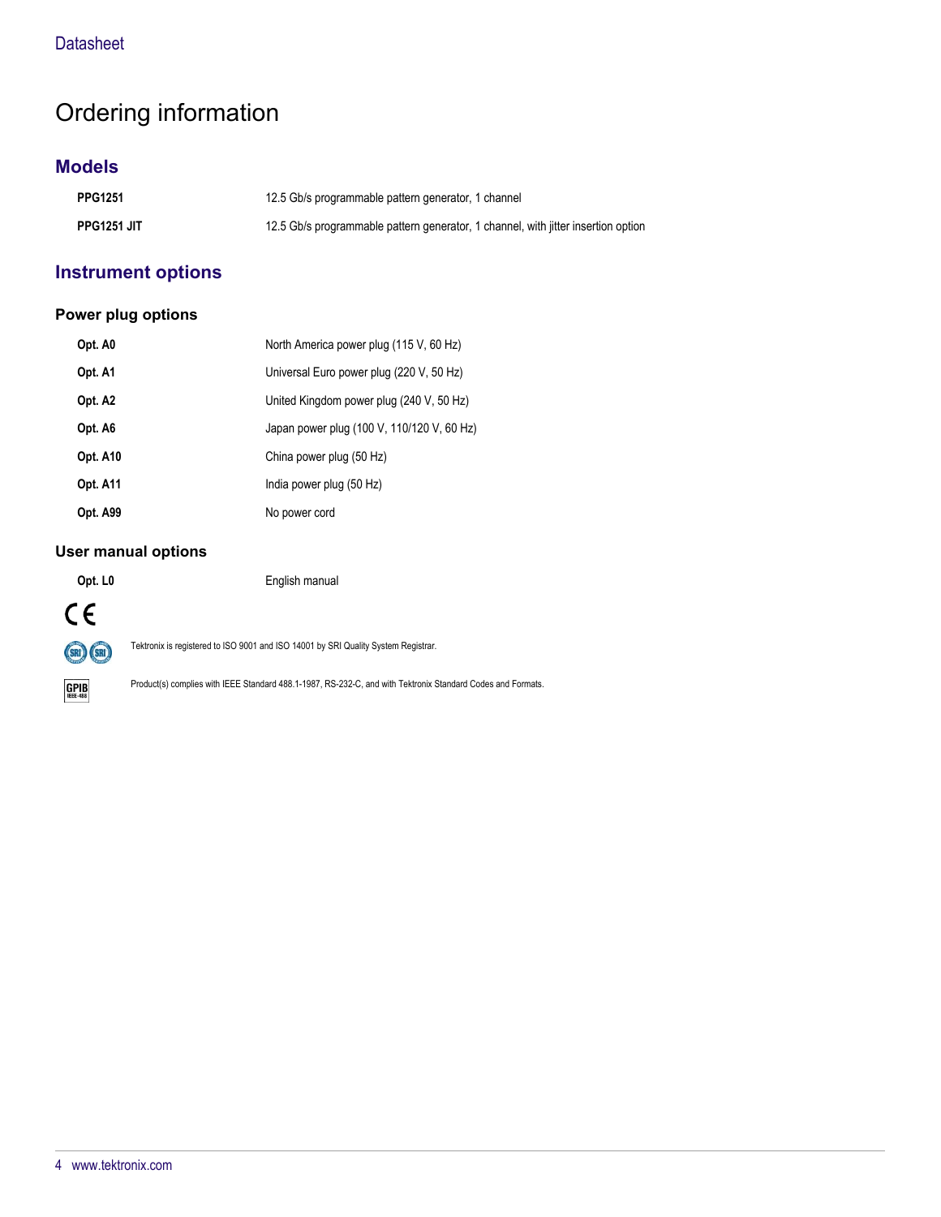# Ordering information

## Models

| | |
|---|---|
| **PPG1251** | 12.5 Gb/s programmable pattern generator, 1 channel |
| **PPG1251 JIT** | 12.5 Gb/s programmable pattern generator, 1 channel, with jitter insertion option |

## Instrument options

### Power plug options

| | |
|---|---|
| **Opt. A0** | North America power plug (115 V, 60 Hz) |
| **Opt. A1** | Universal Euro power plug (220 V, 50 Hz) |
| **Opt. A2** | United Kingdom power plug (240 V, 50 Hz) |
| **Opt. A6** | Japan power plug (100 V, 110/120 V, 60 Hz) |
| **Opt. A10** | China power plug (50 Hz) |
| **Opt. A11** | India power plug (50 Hz) |
| **Opt. A99** | No power cord |

### User manual options

| | |
|---|---|
| **Opt. L0** | English manual |

Tektronix is registered to ISO 9001 and ISO 14001 by SRI Quality System Registrar.

Product(s) complies with IEEE Standard 488.1-1987, RS-232-C, and with Tektronix Standard Codes and Formats.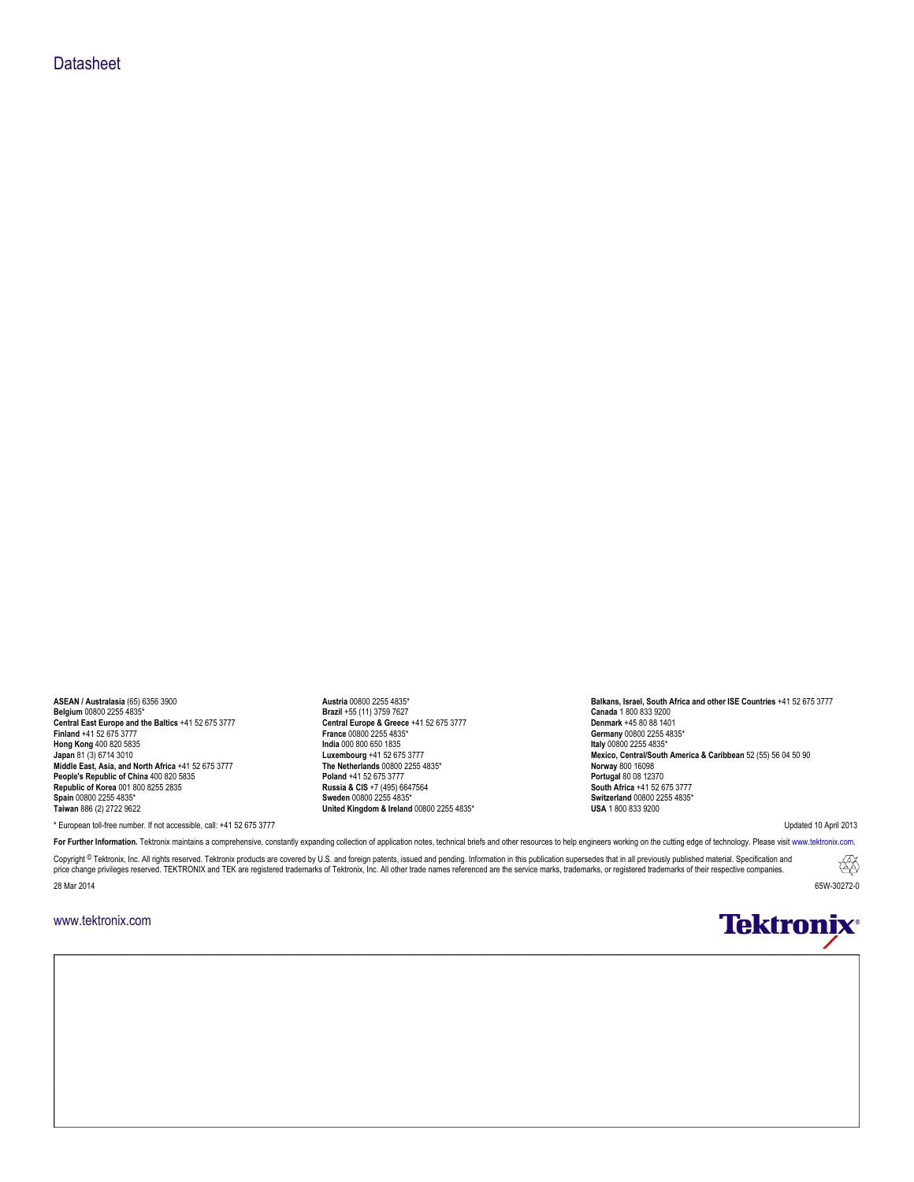**ASEAN / Australasia** (65) 6356 3900
**Belgium** 00800 2255 4835*
**Central East Europe and the Baltics** +41 52 675 3777
**Finland** +41 52 675 3777
**Hong Kong** 400 820 5835
**Japan** 81 (3) 6714 3010
**Middle East, Asia, and North Africa** +41 52 675 3777
**People's Republic of China** 400 820 5835
**Republic of Korea** 001 800 8255 2835
**Spain** 00800 2255 4835*
**Taiwan** 886 (2) 2722 9622

**Austria** 00800 2255 4835*
**Brazil** +55 (11) 3759 7627
**Central Europe & Greece** +41 52 675 3777
**France** 00800 2255 4835*
**India** 000 800 650 1835
**Luxembourg** +41 52 675 3777
**The Netherlands** 00800 2255 4835*
**Poland** +41 52 675 3777
**Russia & CIS** +7 (495) 6647564
**Sweden** 00800 2255 4835*
**United Kingdom & Ireland** 00800 2255 4835*

**Balkans, Israel, South Africa and other ISE Countries** +41 52 675 3777
**Canada** 1 800 833 9200
**Denmark** +45 80 88 1401
**Germany** 00800 2255 4835*
**Italy** 00800 2255 4835*
**Mexico, Central/South America & Caribbean** 52 (55) 56 04 50 90
**Norway** 800 16098
**Portugal** 80 08 12370
**South Africa** +41 52 675 3777
**Switzerland** 00800 2255 4835*
**USA** 1 800 833 9200

* European toll-free number. If not accessible, call: +41 52 675 3777

Updated 10 April 2013

**For Further Information.** Tektronix maintains a comprehensive, constantly expanding collection of application notes, technical briefs and other resources to help engineers working on the cutting edge of technology. Please visit www.tektronix.com.

Copyright © Tektronix, Inc. All rights reserved. Tektronix products are covered by U.S. and foreign patents, issued and pending. Information in this publication supersedes that in all previously published material. Specification and price change privileges reserved. TEKTRONIX and TEK are registered trademarks of Tektronix, Inc. All other trade names referenced are the service marks, trademarks, or registered trademarks of their respective companies.

28 Mar 2014

65W-30272-0

www.tektronix.com